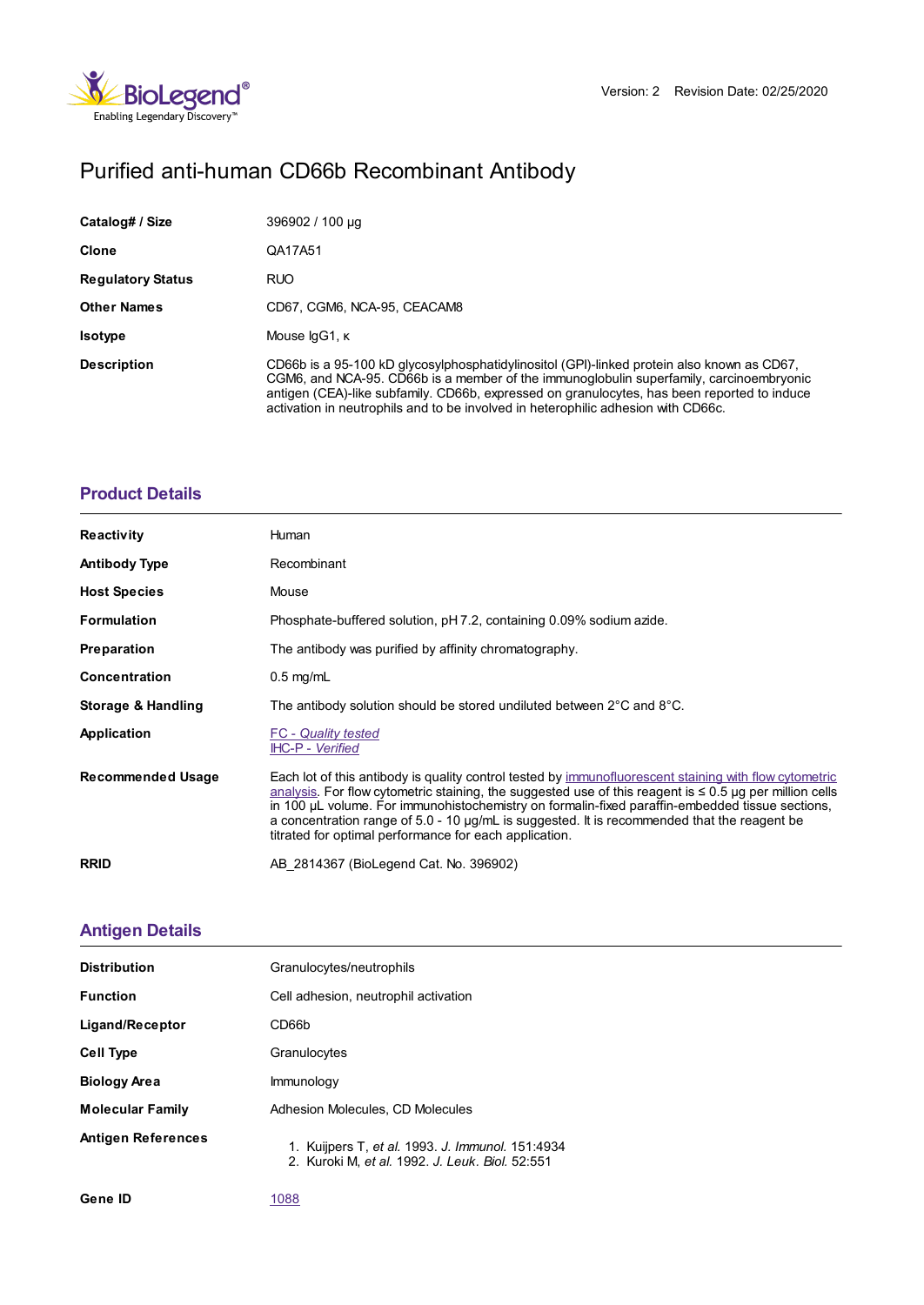Version: 2 Revision Date: 02/25/2020

# Purified anti-human CD66b Recombinant Antibody

| | |
|---|---|
| **Catalog# / Size** | 396902 / 100 µg |
| **Clone** | QA17A51 |
| **Regulatory Status** | RUO |
| **Other Names** | CD67, CGM6, NCA-95, CEACAM8 |
| **Isotype** | Mouse IgG1, κ |
| **Description** | CD66b is a 95-100 kD glycosylphosphatidylinositol (GPI)-linked protein also known as CD67, CGM6, and NCA-95. CD66b is a member of the immunoglobulin superfamily, carcinoembryonic antigen (CEA)-like subfamily. CD66b, expressed on granulocytes, has been reported to induce activation in neutrophils and to be involved in heterophilic adhesion with CD66c. |

## Product Details

| | |
|---|---|
| **Reactivity** | Human |
| **Antibody Type** | Recombinant |
| **Host Species** | Mouse |
| **Formulation** | Phosphate-buffered solution, pH 7.2, containing 0.09% sodium azide. |
| **Preparation** | The antibody was purified by affinity chromatography. |
| **Concentration** | 0.5 mg/mL |
| **Storage & Handling** | The antibody solution should be stored undiluted between 2°C and 8°C. |
| **Application** | *FC - Quality tested*<br>*IHC-P - Verified* |
| **Recommended Usage** | Each lot of this antibody is quality control tested by immunofluorescent staining with flow cytometric analysis. For flow cytometric staining, the suggested use of this reagent is ≤ 0.5 µg per million cells in 100 µL volume. For immunohistochemistry on formalin-fixed paraffin-embedded tissue sections, a concentration range of 5.0 - 10 µg/mL is suggested. It is recommended that the reagent be titrated for optimal performance for each application. |
| **RRID** | AB_2814367 (BioLegend Cat. No. 396902) |

## Antigen Details

| | |
|---|---|
| **Distribution** | Granulocytes/neutrophils |
| **Function** | Cell adhesion, neutrophil activation |
| **Ligand/Receptor** | CD66b |
| **Cell Type** | Granulocytes |
| **Biology Area** | Immunology |
| **Molecular Family** | Adhesion Molecules, CD Molecules |
| **Antigen References** | 1. Kuijpers T, *et al.* 1993. *J. Immunol.* 151:4934<br>2. Kuroki M, *et al.* 1992. *J. Leuk. Biol.* 52:551 |
| **Gene ID** | 1088 |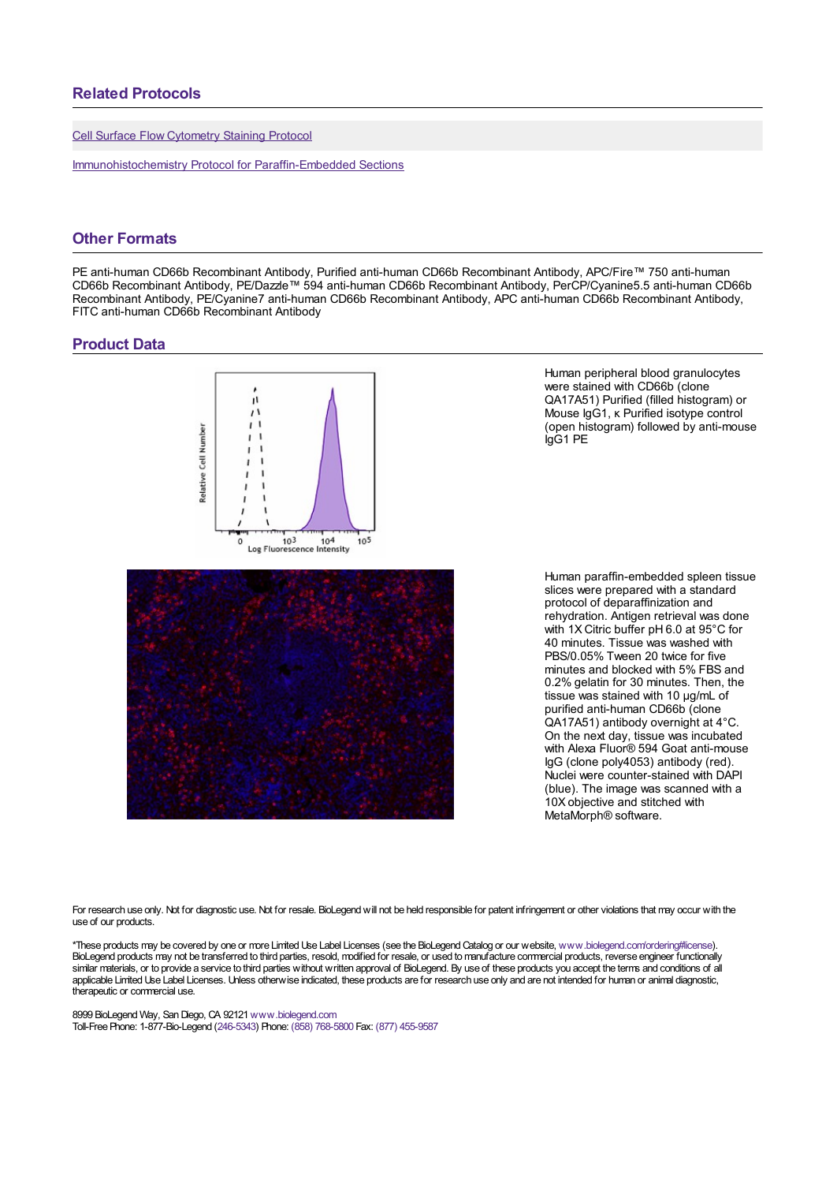## Related Protocols

Cell Surface Flow Cytometry Staining Protocol

Immunohistochemistry Protocol for Paraffin-Embedded Sections

## Other Formats

PE anti-human CD66b Recombinant Antibody, Purified anti-human CD66b Recombinant Antibody, APC/Fire™ 750 anti-human CD66b Recombinant Antibody, PE/Dazzle™ 594 anti-human CD66b Recombinant Antibody, PerCP/Cyanine5.5 anti-human CD66b Recombinant Antibody, PE/Cyanine7 anti-human CD66b Recombinant Antibody, APC anti-human CD66b Recombinant Antibody, FITC anti-human CD66b Recombinant Antibody

## Product Data

Relative Cell Number

0 $10^3$ $10^4$ $10^5$

Log Fluorescence Intensity

Human peripheral blood granulocytes were stained with CD66b (clone QA17A51) Purified (filled histogram) or Mouse IgG1, κ Purified isotype control (open histogram) followed by anti-mouse IgG1 PE

Human paraffin-embedded spleen tissue slices were prepared with a standard protocol of deparaffinization and rehydration. Antigen retrieval was done with 1X Citric buffer pH 6.0 at 95°C for 40 minutes. Tissue was washed with PBS/0.05% Tween 20 twice for five minutes and blocked with 5% FBS and 0.2% gelatin for 30 minutes. Then, the tissue was stained with 10 µg/mL of purified anti-human CD66b (clone QA17A51) antibody overnight at 4°C. On the next day, tissue was incubated with Alexa Fluor® 594 Goat anti-mouse IgG (clone poly4053) antibody (red). Nuclei were counter-stained with DAPI (blue). The image was scanned with a 10X objective and stitched with MetaMorph® software.

For research use only. Not for diagnostic use. Not for resale. BioLegend will not be held responsible for patent infringement or other violations that may occur with the use of our products.

*These products may be covered by one or more Limited Use Label Licenses (see the BioLegend Catalog or our website, www.biolegend.com/ordering#license). BioLegend products may not be transferred to third parties, resold, modified for resale, or used to manufacture commercial products, reverse engineer functionally similar materials, or to provide a service to third parties without written approval of BioLegend. By use of these products you accept the terms and conditions of all applicable Limited Use Label Licenses. Unless otherwise indicated, these products are for research use only and are not intended for human or animal diagnostic, therapeutic or commercial use.

8999 BioLegend Way, San Diego, CA 92121 www.biolegend.com
Toll-Free Phone: 1-877-Bio-Legend (246-5343) Phone: (858) 768-5800 Fax: (877) 455-9587